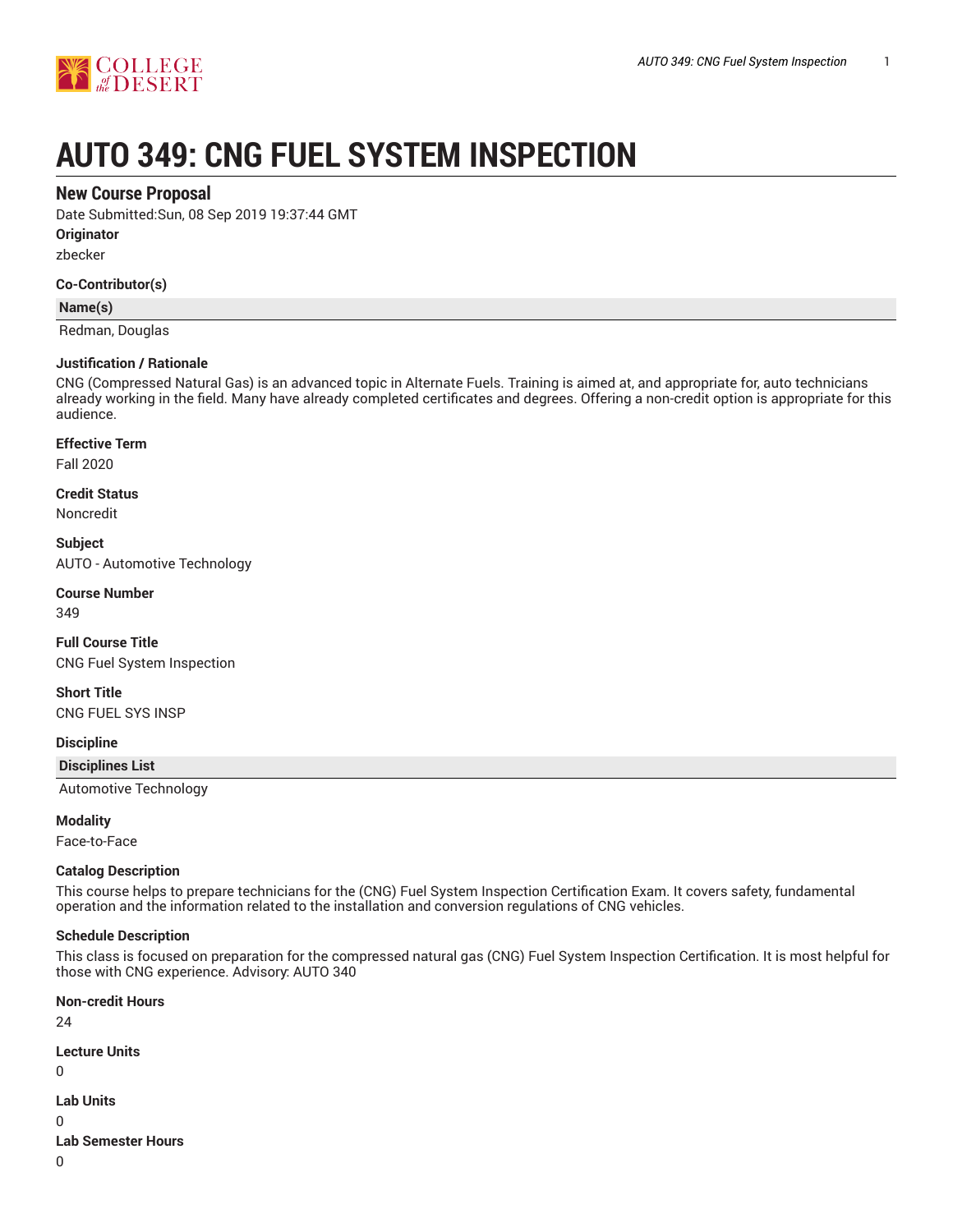# AUTO 349: CNG FUEL SYSTEM INSPECTION

## New Course Proposal

Date Submitted:Sun, 08 Sep 2019 19:37:44 GMT

**Originator**

zbecker

**Co-Contributor(s)**

| Name(s) |
|---|
| Redman, Douglas |

**Justification / Rationale**

CNG (Compressed Natural Gas) is an advanced topic in Alternate Fuels. Training is aimed at, and appropriate for, auto technicians already working in the field. Many have already completed certificates and degrees. Offering a non-credit option is appropriate for this audience.

**Effective Term**

Fall 2020

**Credit Status**

Noncredit

**Subject**

AUTO - Automotive Technology

**Course Number**

349

**Full Course Title**

CNG Fuel System Inspection

**Short Title**

CNG FUEL SYS INSP

**Discipline**

| Disciplines List |
|---|
| Automotive Technology |

**Modality**

Face-to-Face

**Catalog Description**

This course helps to prepare technicians for the (CNG) Fuel System Inspection Certification Exam. It covers safety, fundamental operation and the information related to the installation and conversion regulations of CNG vehicles.

**Schedule Description**

This class is focused on preparation for the compressed natural gas (CNG) Fuel System Inspection Certification. It is most helpful for those with CNG experience. Advisory: AUTO 340

**Non-credit Hours**

24

**Lecture Units**

0

**Lab Units**

0

**Lab Semester Hours**

0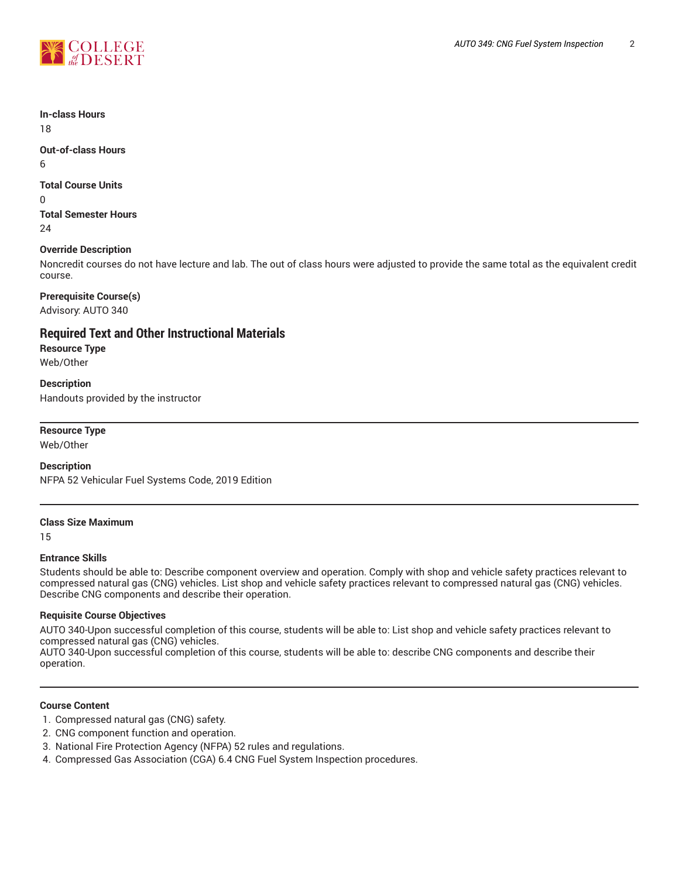**In-class Hours**
18

**Out-of-class Hours**
6

**Total Course Units**
0

**Total Semester Hours**
24

**Override Description**
Noncredit courses do not have lecture and lab. The out of class hours were adjusted to provide the same total as the equivalent credit course.

**Prerequisite Course(s)**
Advisory: AUTO 340

## Required Text and Other Instructional Materials

**Resource Type**
Web/Other

**Description**
Handouts provided by the instructor

---

**Resource Type**
Web/Other

**Description**
NFPA 52 Vehicular Fuel Systems Code, 2019 Edition

---

**Class Size Maximum**
15

**Entrance Skills**
Students should be able to: Describe component overview and operation. Comply with shop and vehicle safety practices relevant to compressed natural gas (CNG) vehicles. List shop and vehicle safety practices relevant to compressed natural gas (CNG) vehicles. Describe CNG components and describe their operation.

**Requisite Course Objectives**
AUTO 340-Upon successful completion of this course, students will be able to: List shop and vehicle safety practices relevant to compressed natural gas (CNG) vehicles.
AUTO 340-Upon successful completion of this course, students will be able to: describe CNG components and describe their operation.

---

**Course Content**

1. Compressed natural gas (CNG) safety.
2. CNG component function and operation.
3. National Fire Protection Agency (NFPA) 52 rules and regulations.
4. Compressed Gas Association (CGA) 6.4 CNG Fuel System Inspection procedures.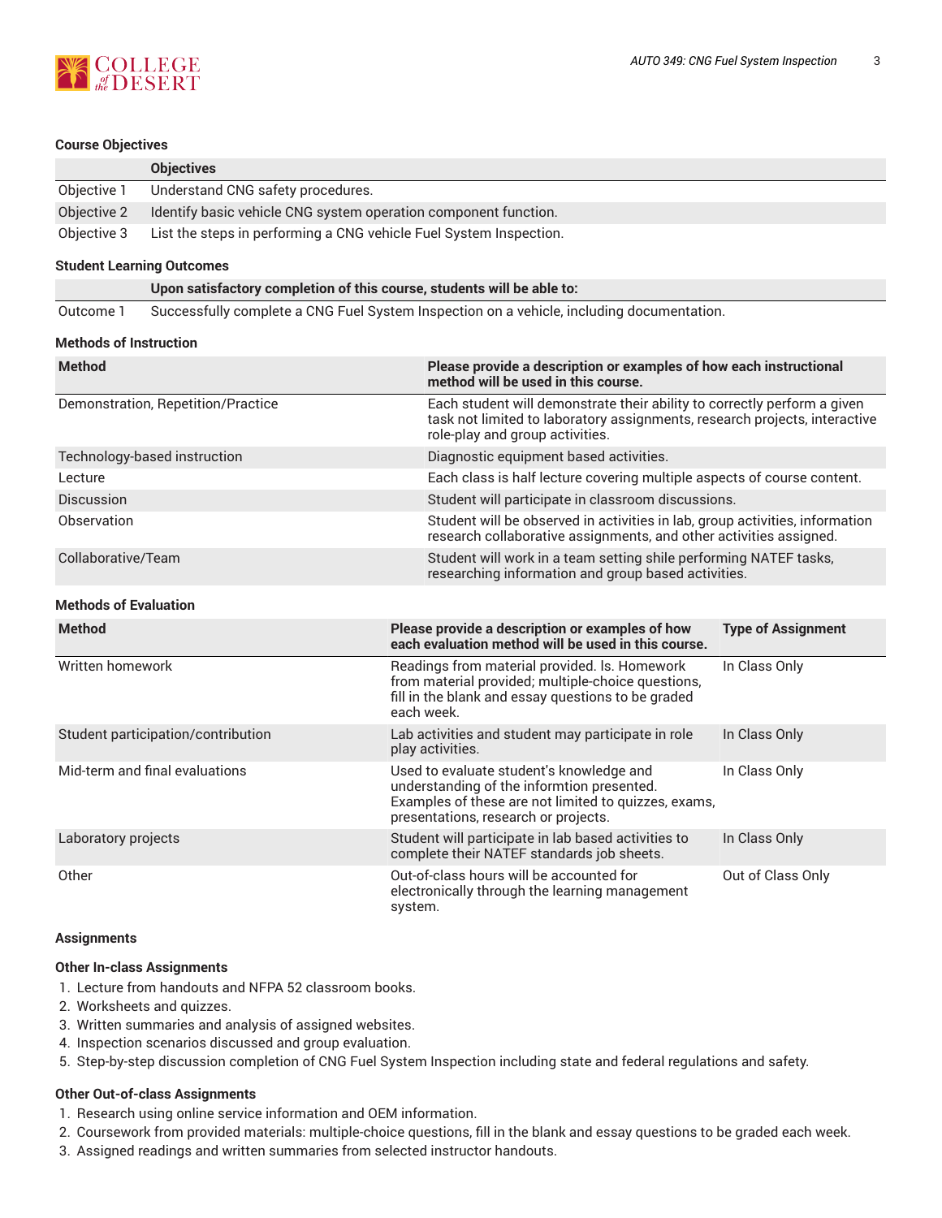### Course Objectives

| | Objectives |
|---|---|
| Objective 1 | Understand CNG safety procedures. |
| Objective 2 | Identify basic vehicle CNG system operation component function. |
| Objective 3 | List the steps in performing a CNG vehicle Fuel System Inspection. |

### Student Learning Outcomes

| | Upon satisfactory completion of this course, students will be able to: |
|---|---|
| Outcome 1 | Successfully complete a CNG Fuel System Inspection on a vehicle, including documentation. |

### Methods of Instruction

| Method | Please provide a description or examples of how each instructional method will be used in this course. |
|---|---|
| Demonstration, Repetition/Practice | Each student will demonstrate their ability to correctly perform a given task not limited to laboratory assignments, research projects, interactive role-play and group activities. |
| Technology-based instruction | Diagnostic equipment based activities. |
| Lecture | Each class is half lecture covering multiple aspects of course content. |
| Discussion | Student will participate in classroom discussions. |
| Observation | Student will be observed in activities in lab, group activities, information research collaborative assignments, and other activities assigned. |
| Collaborative/Team | Student will work in a team setting shile performing NATEF tasks, researching information and group based activities. |

### Methods of Evaluation

| Method | Please provide a description or examples of how each evaluation method will be used in this course. | Type of Assignment |
|---|---|---|
| Written homework | Readings from material provided. ls. Homework from material provided; multiple-choice questions, fill in the blank and essay questions to be graded each week. | In Class Only |
| Student participation/contribution | Lab activities and student may participate in role play activities. | In Class Only |
| Mid-term and final evaluations | Used to evaluate student's knowledge and understanding of the informtion presented. Examples of these are not limited to quizzes, exams, presentations, research or projects. | In Class Only |
| Laboratory projects | Student will participate in lab based activities to complete their NATEF standards job sheets. | In Class Only |
| Other | Out-of-class hours will be accounted for electronically through the learning management system. | Out of Class Only |

### Assignments

#### Other In-class Assignments

1. Lecture from handouts and NFPA 52 classroom books.
2. Worksheets and quizzes.
3. Written summaries and analysis of assigned websites.
4. Inspection scenarios discussed and group evaluation.
5. Step-by-step discussion completion of CNG Fuel System Inspection including state and federal regulations and safety.

#### Other Out-of-class Assignments

1. Research using online service information and OEM information.
2. Coursework from provided materials: multiple-choice questions, fill in the blank and essay questions to be graded each week.
3. Assigned readings and written summaries from selected instructor handouts.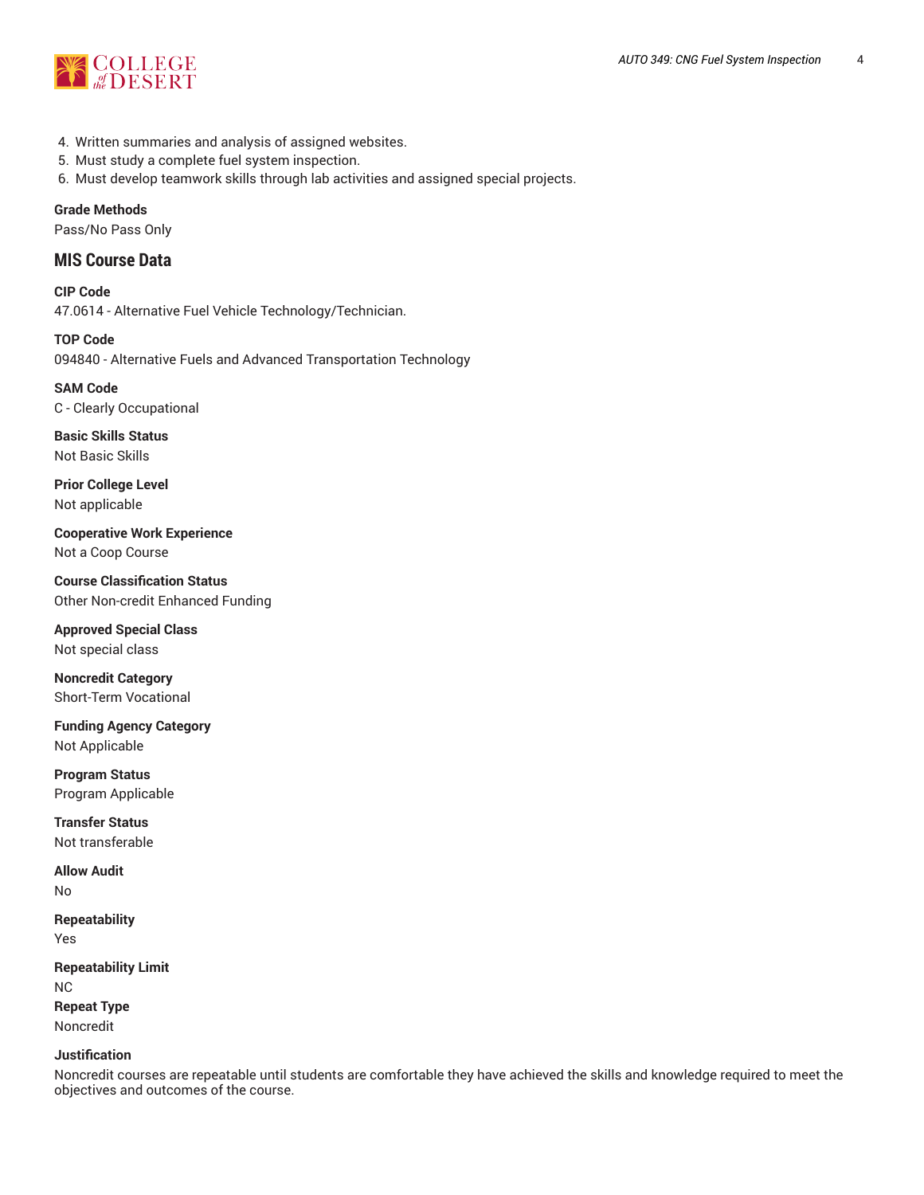4. Written summaries and analysis of assigned websites.
5. Must study a complete fuel system inspection.
6. Must develop teamwork skills through lab activities and assigned special projects.

**Grade Methods**
Pass/No Pass Only

## MIS Course Data

**CIP Code**
47.0614 - Alternative Fuel Vehicle Technology/Technician.

**TOP Code**
094840 - Alternative Fuels and Advanced Transportation Technology

**SAM Code**
C - Clearly Occupational

**Basic Skills Status**
Not Basic Skills

**Prior College Level**
Not applicable

**Cooperative Work Experience**
Not a Coop Course

**Course Classification Status**
Other Non-credit Enhanced Funding

**Approved Special Class**
Not special class

**Noncredit Category**
Short-Term Vocational

**Funding Agency Category**
Not Applicable

**Program Status**
Program Applicable

**Transfer Status**
Not transferable

**Allow Audit**
No

**Repeatability**
Yes

**Repeatability Limit**
NC

**Repeat Type**
Noncredit

**Justification**
Noncredit courses are repeatable until students are comfortable they have achieved the skills and knowledge required to meet the objectives and outcomes of the course.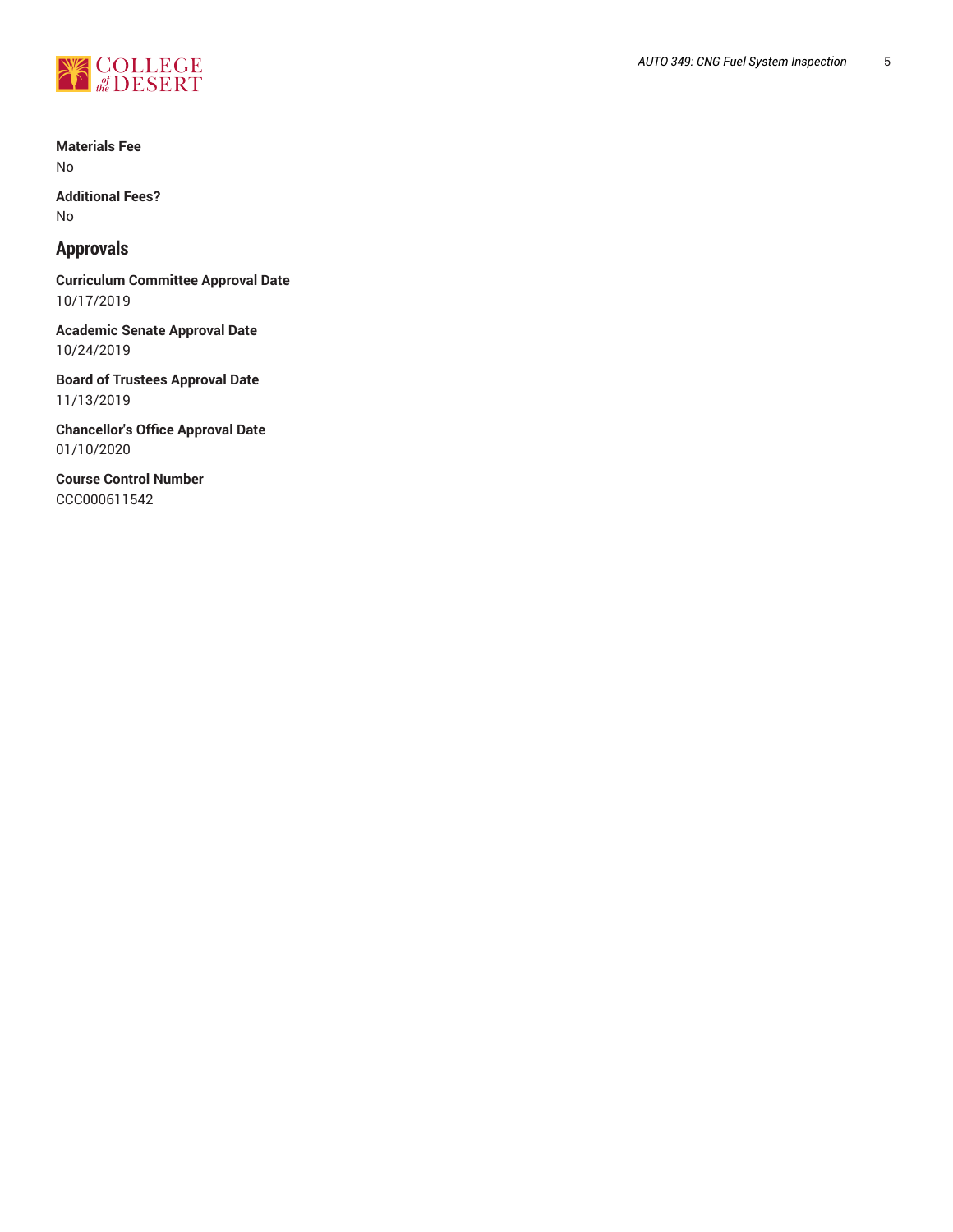**Materials Fee**
No

**Additional Fees?**
No

## Approvals

**Curriculum Committee Approval Date**
10/17/2019

**Academic Senate Approval Date**
10/24/2019

**Board of Trustees Approval Date**
11/13/2019

**Chancellor's Office Approval Date**
01/10/2020

**Course Control Number**
CCC000611542